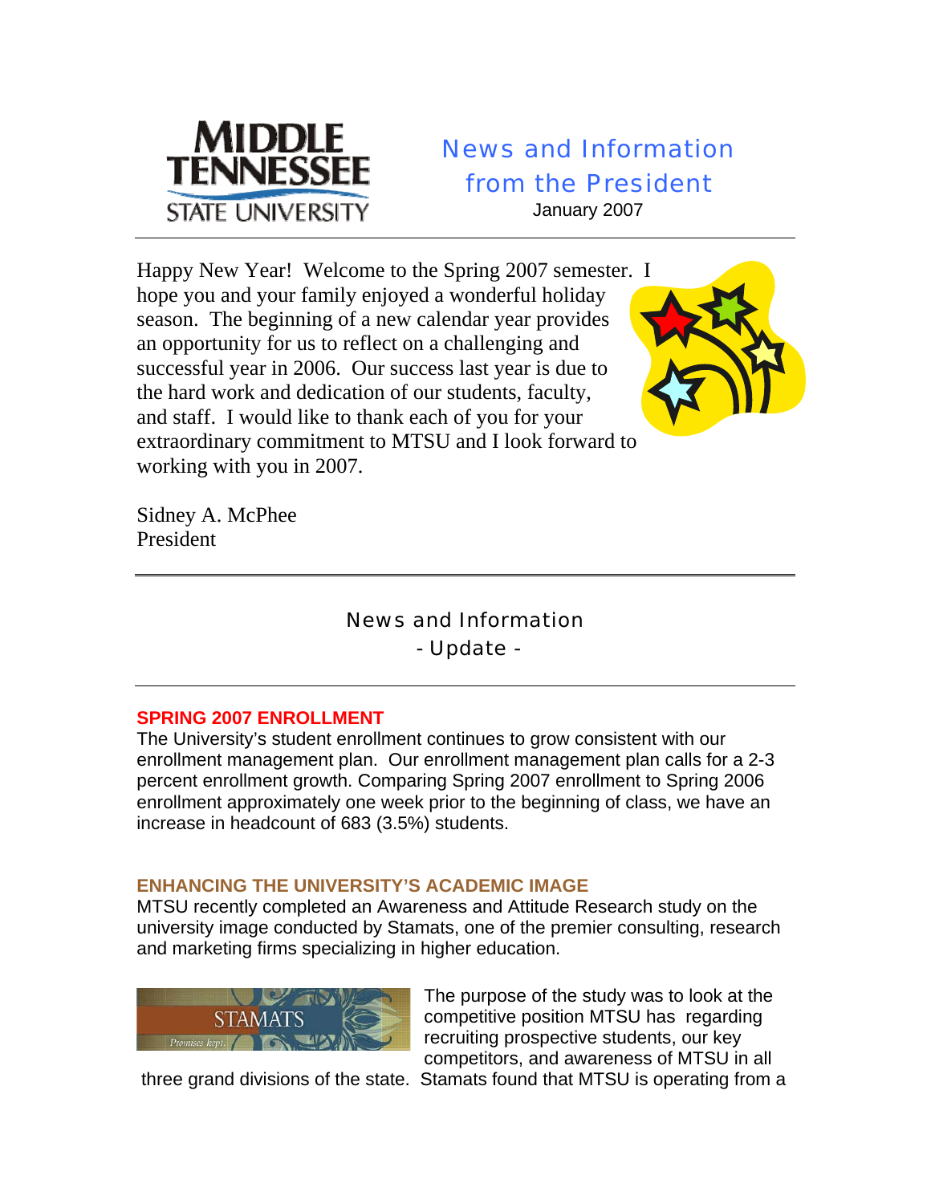**MIDDLE TENNESSEE STATE UNIVERSITY**

# News and Information from the President

January 2007

---

Happy New Year! Welcome to the Spring 2007 semester. I hope you and your family enjoyed a wonderful holiday season. The beginning of a new calendar year provides an opportunity for us to reflect on a challenging and successful year in 2006. Our success last year is due to the hard work and dedication of our students, faculty, and staff. I would like to thank each of you for your extraordinary commitment to MTSU and I look forward to working with you in 2007.

Sidney A. McPhee
President

---

## News and Information
## - Update -

---

### SPRING 2007 ENROLLMENT

The University's student enrollment continues to grow consistent with our enrollment management plan. Our enrollment management plan calls for a 2-3 percent enrollment growth. Comparing Spring 2007 enrollment to Spring 2006 enrollment approximately one week prior to the beginning of class, we have an increase in headcount of 683 (3.5%) students.

### ENHANCING THE UNIVERSITY'S ACADEMIC IMAGE

MTSU recently completed an Awareness and Attitude Research study on the university image conducted by Stamats, one of the premier consulting, research and marketing firms specializing in higher education.

STAMATS
*Promises kept.*

The purpose of the study was to look at the competitive position MTSU has regarding recruiting prospective students, our key competitors, and awareness of MTSU in all three grand divisions of the state. Stamats found that MTSU is operating from a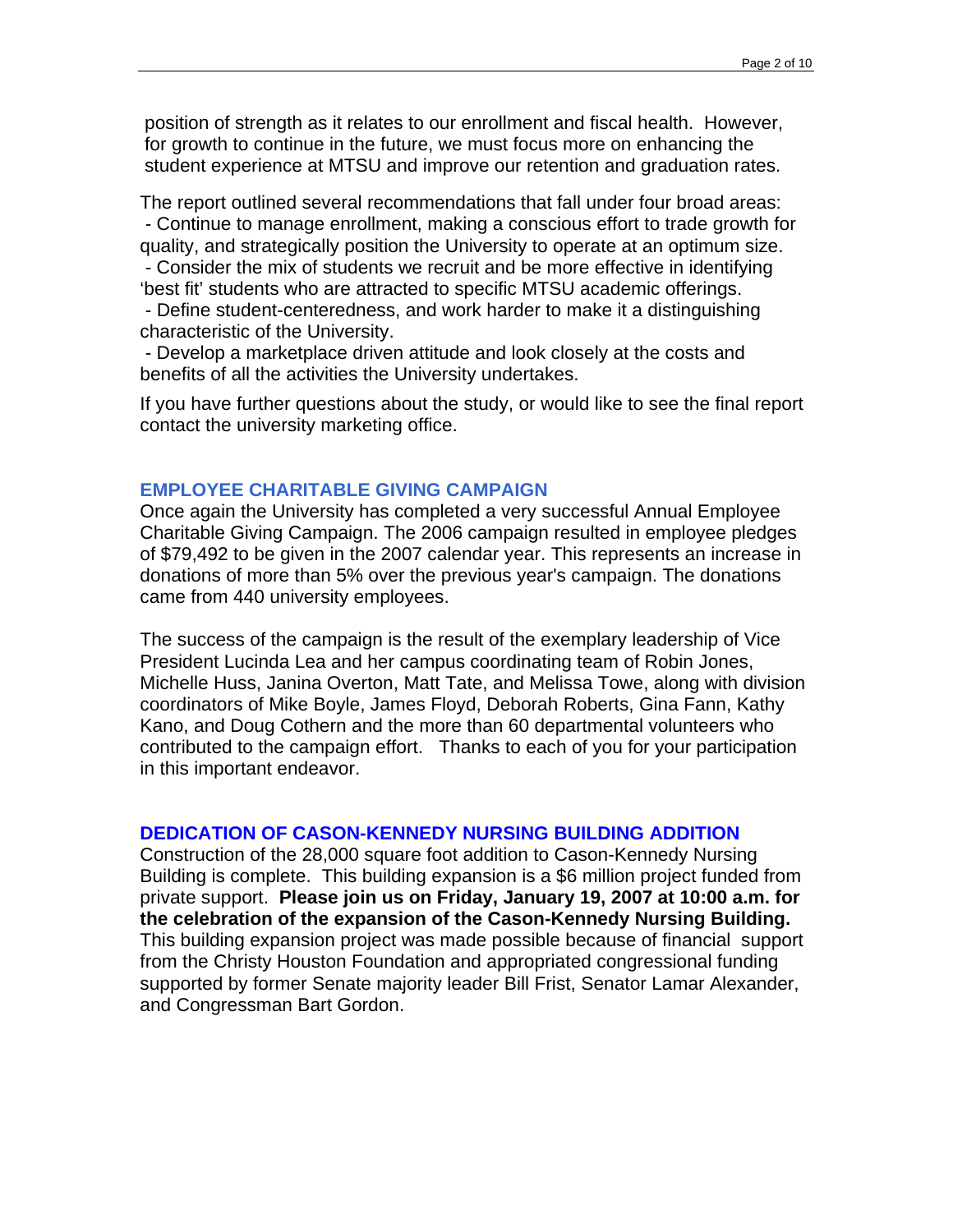position of strength as it relates to our enrollment and fiscal health. However, for growth to continue in the future, we must focus more on enhancing the student experience at MTSU and improve our retention and graduation rates.

The report outlined several recommendations that fall under four broad areas:

- Continue to manage enrollment, making a conscious effort to trade growth for quality, and strategically position the University to operate at an optimum size.
- Consider the mix of students we recruit and be more effective in identifying 'best fit' students who are attracted to specific MTSU academic offerings.
- Define student-centeredness, and work harder to make it a distinguishing characteristic of the University.
- Develop a marketplace driven attitude and look closely at the costs and benefits of all the activities the University undertakes.

If you have further questions about the study, or would like to see the final report contact the university marketing office.

## EMPLOYEE CHARITABLE GIVING CAMPAIGN

Once again the University has completed a very successful Annual Employee Charitable Giving Campaign. The 2006 campaign resulted in employee pledges of $79,492 to be given in the 2007 calendar year. This represents an increase in donations of more than 5% over the previous year's campaign. The donations came from 440 university employees.

The success of the campaign is the result of the exemplary leadership of Vice President Lucinda Lea and her campus coordinating team of Robin Jones, Michelle Huss, Janina Overton, Matt Tate, and Melissa Towe, along with division coordinators of Mike Boyle, James Floyd, Deborah Roberts, Gina Fann, Kathy Kano, and Doug Cothern and the more than 60 departmental volunteers who contributed to the campaign effort. Thanks to each of you for your participation in this important endeavor.

## DEDICATION OF CASON-KENNEDY NURSING BUILDING ADDITION

Construction of the 28,000 square foot addition to Cason-Kennedy Nursing Building is complete. This building expansion is a $6 million project funded from private support. **Please join us on Friday, January 19, 2007 at 10:00 a.m. for the celebration of the expansion of the Cason-Kennedy Nursing Building.** This building expansion project was made possible because of financial support from the Christy Houston Foundation and appropriated congressional funding supported by former Senate majority leader Bill Frist, Senator Lamar Alexander, and Congressman Bart Gordon.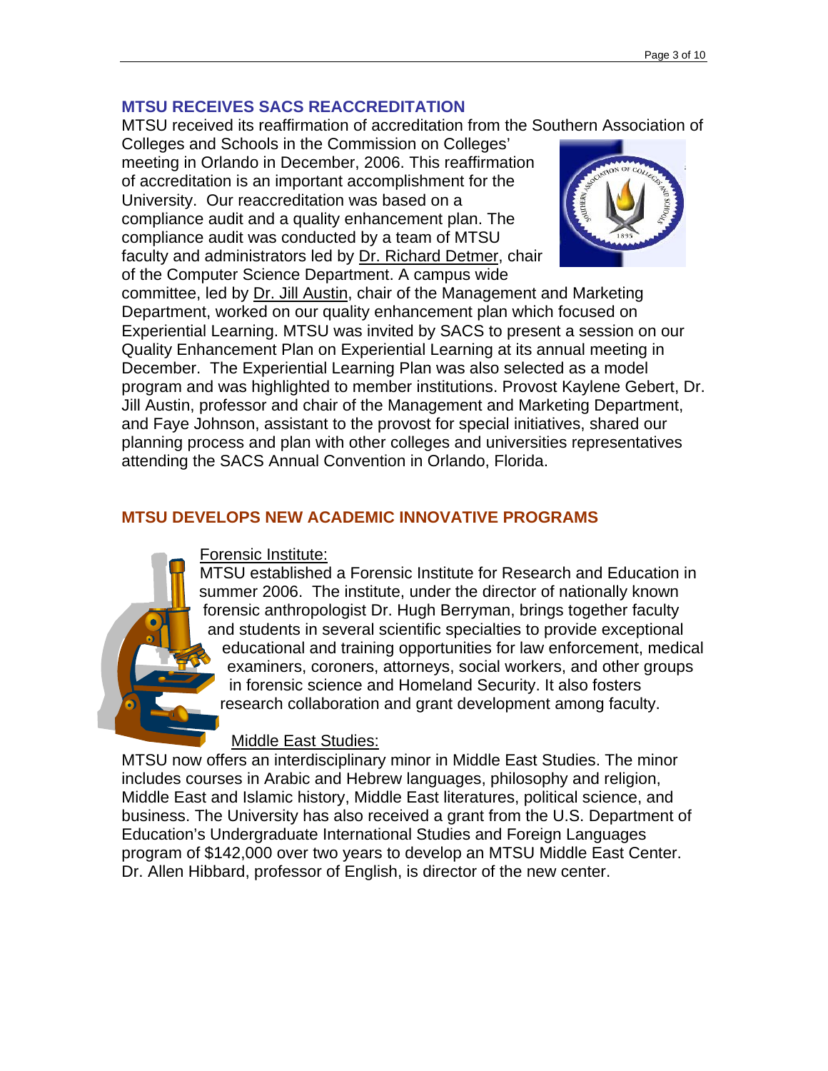## MTSU RECEIVES SACS REACCREDITATION

MTSU received its reaffirmation of accreditation from the Southern Association of Colleges and Schools in the Commission on Colleges' meeting in Orlando in December, 2006. This reaffirmation of accreditation is an important accomplishment for the University. Our reaccreditation was based on a compliance audit and a quality enhancement plan. The compliance audit was conducted by a team of MTSU faculty and administrators led by Dr. Richard Detmer, chair of the Computer Science Department. A campus wide committee, led by Dr. Jill Austin, chair of the Management and Marketing Department, worked on our quality enhancement plan which focused on Experiential Learning. MTSU was invited by SACS to present a session on our Quality Enhancement Plan on Experiential Learning at its annual meeting in December. The Experiential Learning Plan was also selected as a model program and was highlighted to member institutions. Provost Kaylene Gebert, Dr. Jill Austin, professor and chair of the Management and Marketing Department, and Faye Johnson, assistant to the provost for special initiatives, shared our planning process and plan with other colleges and universities representatives attending the SACS Annual Convention in Orlando, Florida.

## MTSU DEVELOPS NEW ACADEMIC INNOVATIVE PROGRAMS

Forensic Institute:

MTSU established a Forensic Institute for Research and Education in summer 2006. The institute, under the director of nationally known forensic anthropologist Dr. Hugh Berryman, brings together faculty and students in several scientific specialties to provide exceptional educational and training opportunities for law enforcement, medical examiners, coroners, attorneys, social workers, and other groups in forensic science and Homeland Security. It also fosters research collaboration and grant development among faculty.

Middle East Studies:

MTSU now offers an interdisciplinary minor in Middle East Studies. The minor includes courses in Arabic and Hebrew languages, philosophy and religion, Middle East and Islamic history, Middle East literatures, political science, and business. The University has also received a grant from the U.S. Department of Education's Undergraduate International Studies and Foreign Languages program of $142,000 over two years to develop an MTSU Middle East Center. Dr. Allen Hibbard, professor of English, is director of the new center.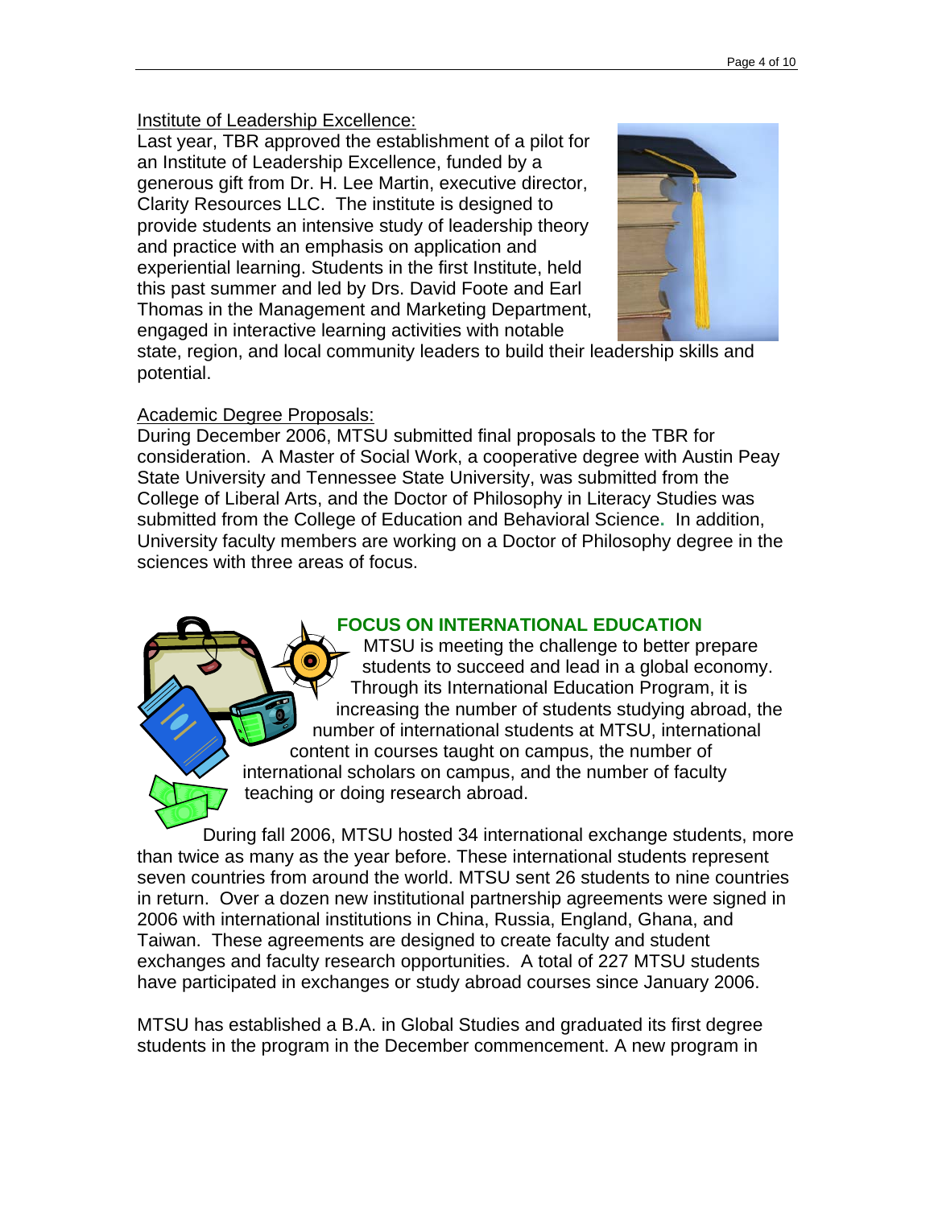Institute of Leadership Excellence:

Last year, TBR approved the establishment of a pilot for an Institute of Leadership Excellence, funded by a generous gift from Dr. H. Lee Martin, executive director, Clarity Resources LLC. The institute is designed to provide students an intensive study of leadership theory and practice with an emphasis on application and experiential learning. Students in the first Institute, held this past summer and led by Drs. David Foote and Earl Thomas in the Management and Marketing Department, engaged in interactive learning activities with notable state, region, and local community leaders to build their leadership skills and potential.

Academic Degree Proposals:

During December 2006, MTSU submitted final proposals to the TBR for consideration. A Master of Social Work, a cooperative degree with Austin Peay State University and Tennessee State University, was submitted from the College of Liberal Arts, and the Doctor of Philosophy in Literacy Studies was submitted from the College of Education and Behavioral Science. In addition, University faculty members are working on a Doctor of Philosophy degree in the sciences with three areas of focus.

## FOCUS ON INTERNATIONAL EDUCATION

MTSU is meeting the challenge to better prepare students to succeed and lead in a global economy. Through its International Education Program, it is increasing the number of students studying abroad, the number of international students at MTSU, international content in courses taught on campus, the number of international scholars on campus, and the number of faculty teaching or doing research abroad.

During fall 2006, MTSU hosted 34 international exchange students, more than twice as many as the year before. These international students represent seven countries from around the world. MTSU sent 26 students to nine countries in return. Over a dozen new institutional partnership agreements were signed in 2006 with international institutions in China, Russia, England, Ghana, and Taiwan. These agreements are designed to create faculty and student exchanges and faculty research opportunities. A total of 227 MTSU students have participated in exchanges or study abroad courses since January 2006.

MTSU has established a B.A. in Global Studies and graduated its first degree students in the program in the December commencement. A new program in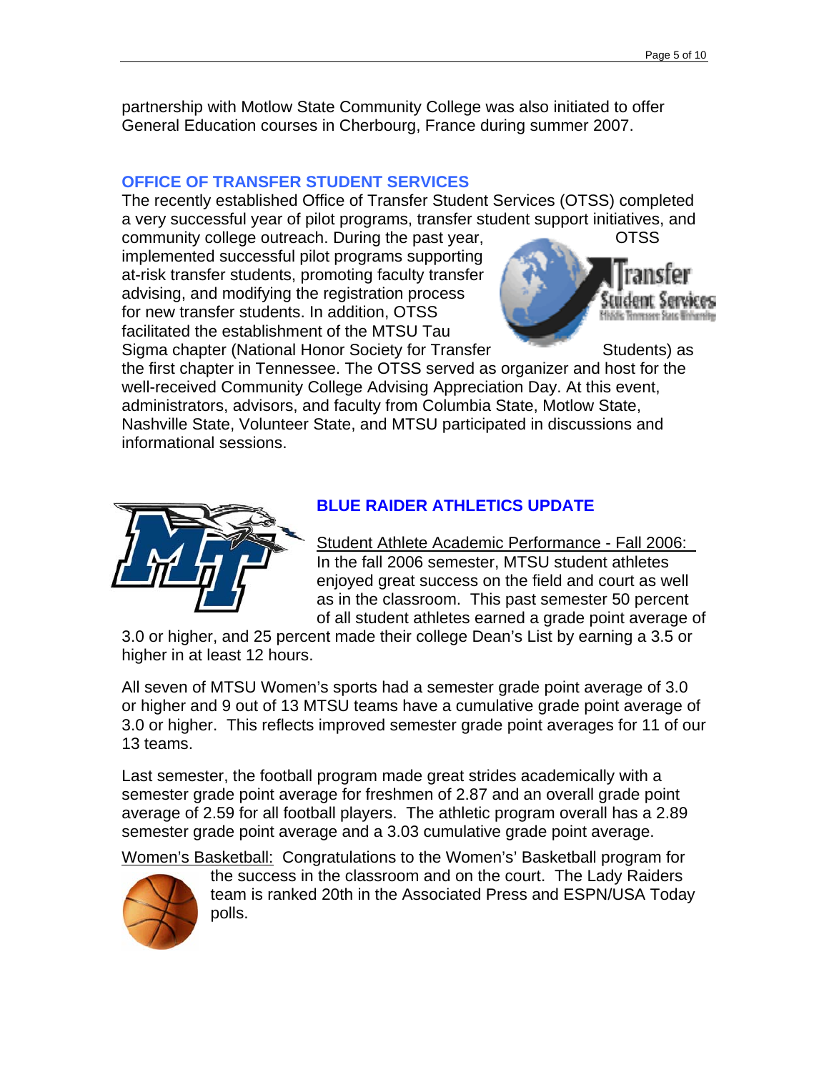partnership with Motlow State Community College was also initiated to offer General Education courses in Cherbourg, France during summer 2007.

## OFFICE OF TRANSFER STUDENT SERVICES

The recently established Office of Transfer Student Services (OTSS) completed a very successful year of pilot programs, transfer student support initiatives, and community college outreach. During the past year, OTSS implemented successful pilot programs supporting at-risk transfer students, promoting faculty transfer advising, and modifying the registration process for new transfer students. In addition, OTSS facilitated the establishment of the MTSU Tau Sigma chapter (National Honor Society for Transfer Students) as the first chapter in Tennessee. The OTSS served as organizer and host for the well-received Community College Advising Appreciation Day. At this event, administrators, advisors, and faculty from Columbia State, Motlow State, Nashville State, Volunteer State, and MTSU participated in discussions and informational sessions.

## BLUE RAIDER ATHLETICS UPDATE

Student Athlete Academic Performance - Fall 2006: In the fall 2006 semester, MTSU student athletes enjoyed great success on the field and court as well as in the classroom. This past semester 50 percent of all student athletes earned a grade point average of 3.0 or higher, and 25 percent made their college Dean's List by earning a 3.5 or higher in at least 12 hours.

All seven of MTSU Women's sports had a semester grade point average of 3.0 or higher and 9 out of 13 MTSU teams have a cumulative grade point average of 3.0 or higher. This reflects improved semester grade point averages for 11 of our 13 teams.

Last semester, the football program made great strides academically with a semester grade point average for freshmen of 2.87 and an overall grade point average of 2.59 for all football players. The athletic program overall has a 2.89 semester grade point average and a 3.03 cumulative grade point average.

Women's Basketball: Congratulations to the Women's' Basketball program for the success in the classroom and on the court. The Lady Raiders team is ranked 20th in the Associated Press and ESPN/USA Today polls.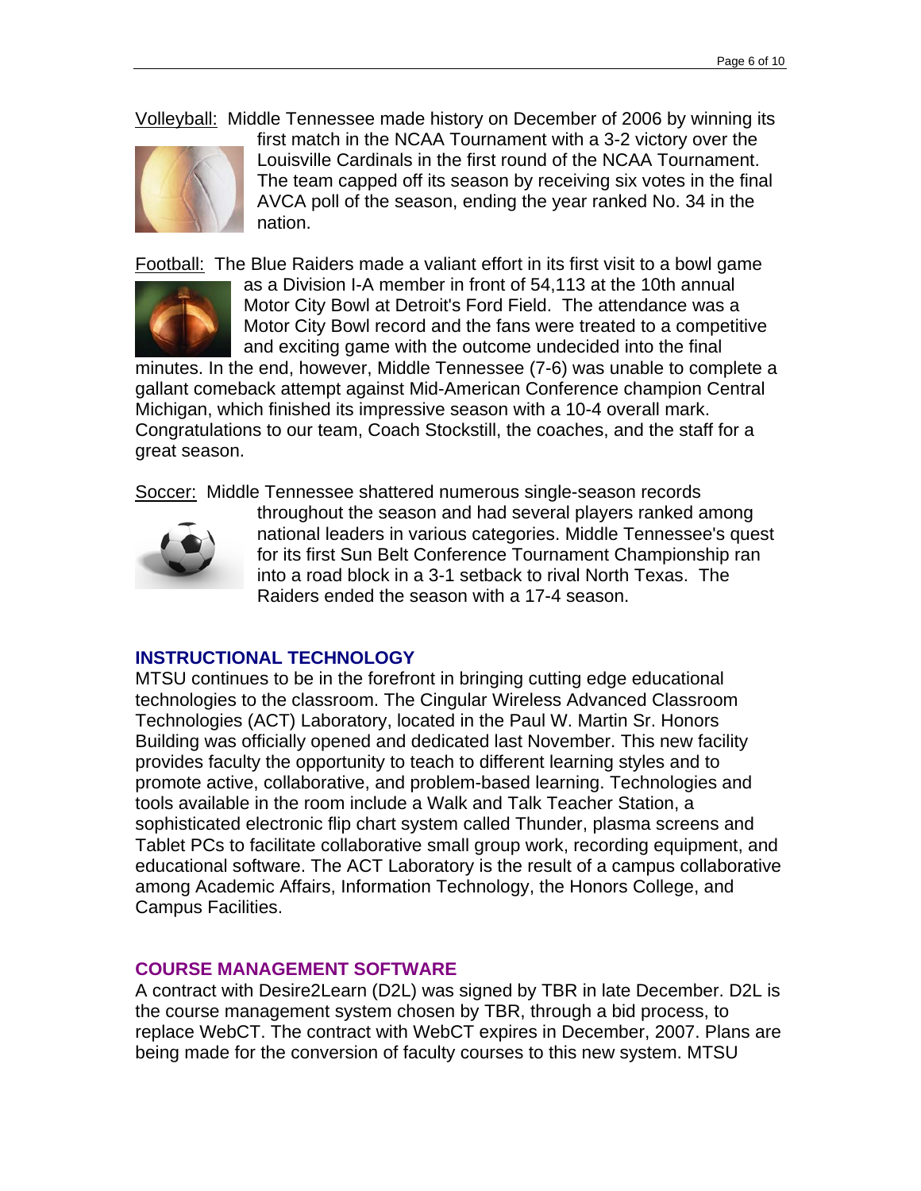Volleyball: Middle Tennessee made history on December of 2006 by winning its first match in the NCAA Tournament with a 3-2 victory over the Louisville Cardinals in the first round of the NCAA Tournament. The team capped off its season by receiving six votes in the final AVCA poll of the season, ending the year ranked No. 34 in the nation.

Football: The Blue Raiders made a valiant effort in its first visit to a bowl game as a Division I-A member in front of 54,113 at the 10th annual Motor City Bowl at Detroit's Ford Field. The attendance was a Motor City Bowl record and the fans were treated to a competitive and exciting game with the outcome undecided into the final minutes. In the end, however, Middle Tennessee (7-6) was unable to complete a gallant comeback attempt against Mid-American Conference champion Central Michigan, which finished its impressive season with a 10-4 overall mark. Congratulations to our team, Coach Stockstill, the coaches, and the staff for a great season.

Soccer: Middle Tennessee shattered numerous single-season records throughout the season and had several players ranked among national leaders in various categories. Middle Tennessee's quest for its first Sun Belt Conference Tournament Championship ran into a road block in a 3-1 setback to rival North Texas. The Raiders ended the season with a 17-4 season.

## INSTRUCTIONAL TECHNOLOGY

MTSU continues to be in the forefront in bringing cutting edge educational technologies to the classroom. The Cingular Wireless Advanced Classroom Technologies (ACT) Laboratory, located in the Paul W. Martin Sr. Honors Building was officially opened and dedicated last November. This new facility provides faculty the opportunity to teach to different learning styles and to promote active, collaborative, and problem-based learning. Technologies and tools available in the room include a Walk and Talk Teacher Station, a sophisticated electronic flip chart system called Thunder, plasma screens and Tablet PCs to facilitate collaborative small group work, recording equipment, and educational software. The ACT Laboratory is the result of a campus collaborative among Academic Affairs, Information Technology, the Honors College, and Campus Facilities.

## COURSE MANAGEMENT SOFTWARE

A contract with Desire2Learn (D2L) was signed by TBR in late December. D2L is the course management system chosen by TBR, through a bid process, to replace WebCT. The contract with WebCT expires in December, 2007. Plans are being made for the conversion of faculty courses to this new system. MTSU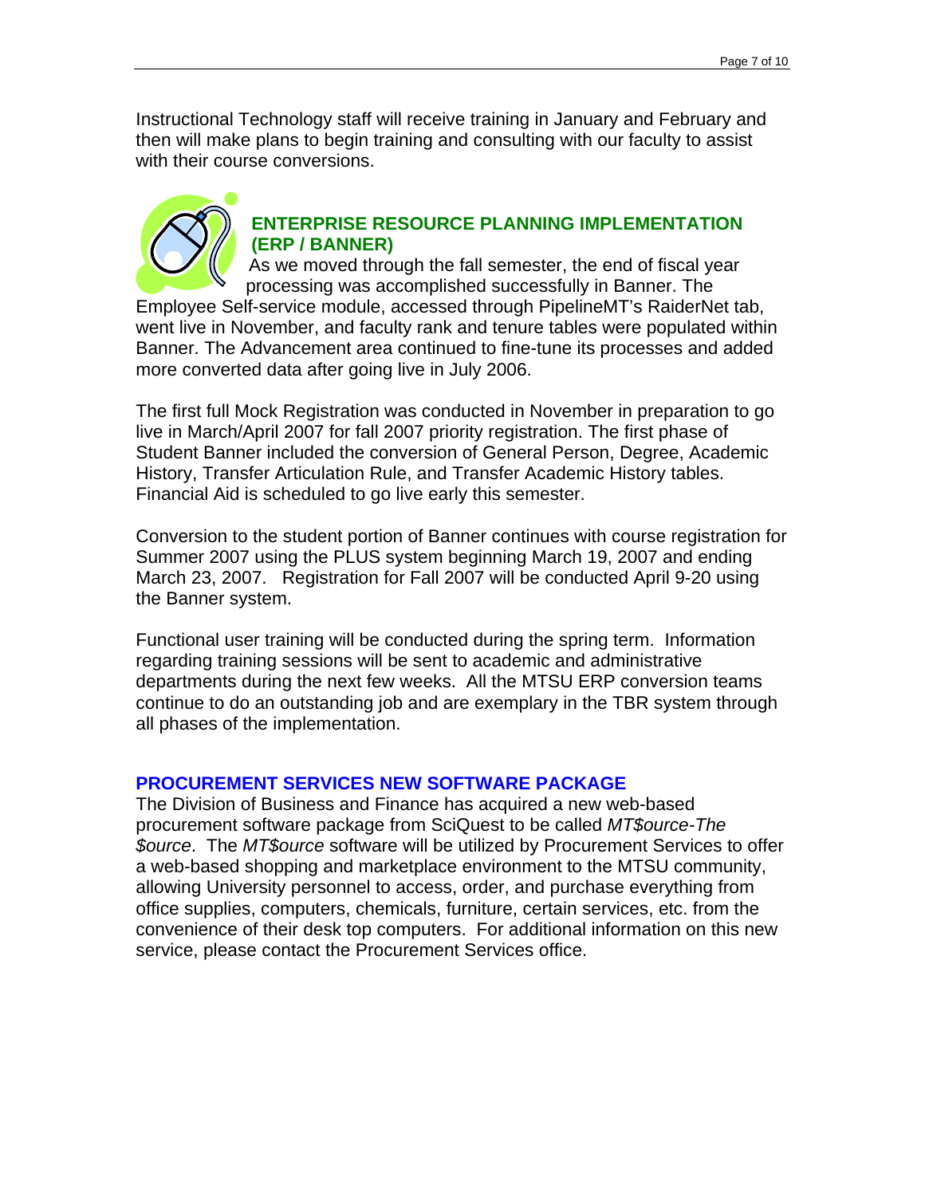Instructional Technology staff will receive training in January and February and then will make plans to begin training and consulting with our faculty to assist with their course conversions.

## ENTERPRISE RESOURCE PLANNING IMPLEMENTATION (ERP / BANNER)

As we moved through the fall semester, the end of fiscal year processing was accomplished successfully in Banner. The Employee Self-service module, accessed through PipelineMT's RaiderNet tab, went live in November, and faculty rank and tenure tables were populated within Banner. The Advancement area continued to fine-tune its processes and added more converted data after going live in July 2006.

The first full Mock Registration was conducted in November in preparation to go live in March/April 2007 for fall 2007 priority registration. The first phase of Student Banner included the conversion of General Person, Degree, Academic History, Transfer Articulation Rule, and Transfer Academic History tables. Financial Aid is scheduled to go live early this semester.

Conversion to the student portion of Banner continues with course registration for Summer 2007 using the PLUS system beginning March 19, 2007 and ending March 23, 2007. Registration for Fall 2007 will be conducted April 9-20 using the Banner system.

Functional user training will be conducted during the spring term. Information regarding training sessions will be sent to academic and administrative departments during the next few weeks. All the MTSU ERP conversion teams continue to do an outstanding job and are exemplary in the TBR system through all phases of the implementation.

## PROCUREMENT SERVICES NEW SOFTWARE PACKAGE

The Division of Business and Finance has acquired a new web-based procurement software package from SciQuest to be called *MT$ource-The $ource*. The *MT$ource* software will be utilized by Procurement Services to offer a web-based shopping and marketplace environment to the MTSU community, allowing University personnel to access, order, and purchase everything from office supplies, computers, chemicals, furniture, certain services, etc. from the convenience of their desk top computers. For additional information on this new service, please contact the Procurement Services office.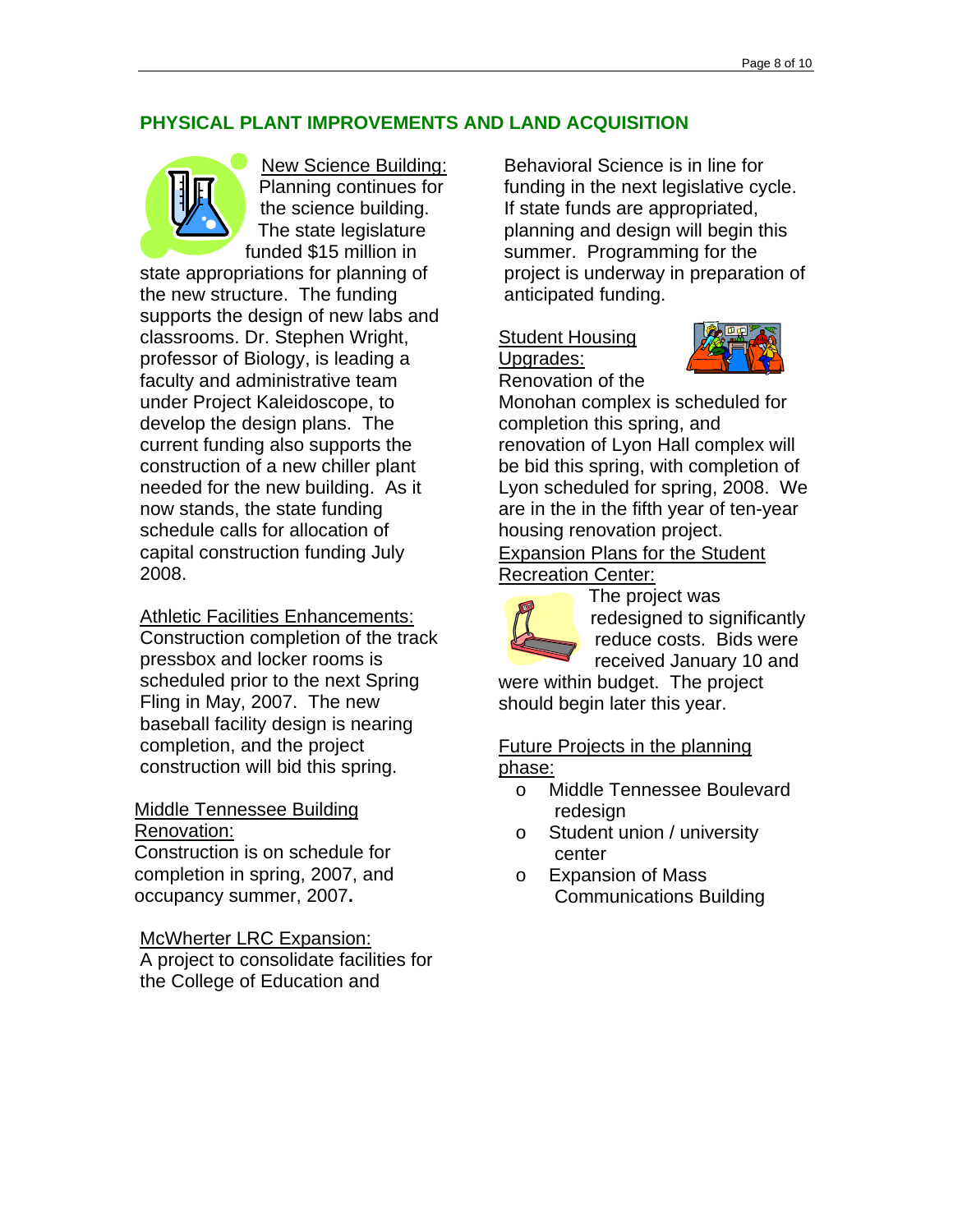## PHYSICAL PLANT IMPROVEMENTS AND LAND ACQUISITION

New Science Building:
Planning continues for the science building. The state legislature funded $15 million in state appropriations for planning of the new structure. The funding supports the design of new labs and classrooms. Dr. Stephen Wright, professor of Biology, is leading a faculty and administrative team under Project Kaleidoscope, to develop the design plans. The current funding also supports the construction of a new chiller plant needed for the new building. As it now stands, the state funding schedule calls for allocation of capital construction funding July 2008.

Athletic Facilities Enhancements:
Construction completion of the track pressbox and locker rooms is scheduled prior to the next Spring Fling in May, 2007. The new baseball facility design is nearing completion, and the project construction will bid this spring.

Middle Tennessee Building Renovation:
Construction is on schedule for completion in spring, 2007, and occupancy summer, 2007**.**

McWherter LRC Expansion:
A project to consolidate facilities for the College of Education and Behavioral Science is in line for funding in the next legislative cycle. If state funds are appropriated, planning and design will begin this summer. Programming for the project is underway in preparation of anticipated funding.

Student Housing Upgrades:
Renovation of the Monohan complex is scheduled for completion this spring, and renovation of Lyon Hall complex will be bid this spring, with completion of Lyon scheduled for spring, 2008. We are in the in the fifth year of ten-year housing renovation project.

Expansion Plans for the Student Recreation Center:
The project was redesigned to significantly reduce costs. Bids were received January 10 and were within budget. The project should begin later this year.

Future Projects in the planning phase:

- Middle Tennessee Boulevard redesign
- Student union / university center
- Expansion of Mass Communications Building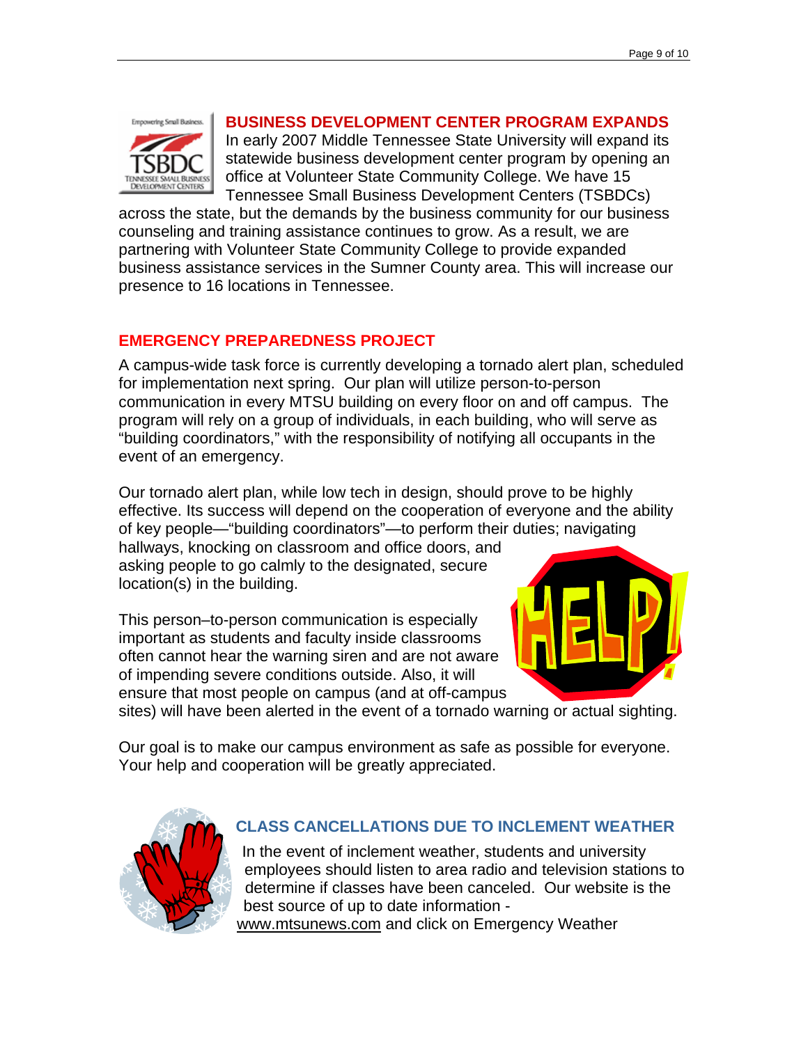## BUSINESS DEVELOPMENT CENTER PROGRAM EXPANDS

In early 2007 Middle Tennessee State University will expand its statewide business development center program by opening an office at Volunteer State Community College. We have 15 Tennessee Small Business Development Centers (TSBDCs) across the state, but the demands by the business community for our business counseling and training assistance continues to grow. As a result, we are partnering with Volunteer State Community College to provide expanded business assistance services in the Sumner County area. This will increase our presence to 16 locations in Tennessee.

## EMERGENCY PREPAREDNESS PROJECT

A campus-wide task force is currently developing a tornado alert plan, scheduled for implementation next spring. Our plan will utilize person-to-person communication in every MTSU building on every floor on and off campus. The program will rely on a group of individuals, in each building, who will serve as "building coordinators," with the responsibility of notifying all occupants in the event of an emergency.

Our tornado alert plan, while low tech in design, should prove to be highly effective. Its success will depend on the cooperation of everyone and the ability of key people—"building coordinators"—to perform their duties; navigating hallways, knocking on classroom and office doors, and asking people to go calmly to the designated, secure location(s) in the building.

This person–to-person communication is especially important as students and faculty inside classrooms often cannot hear the warning siren and are not aware of impending severe conditions outside. Also, it will ensure that most people on campus (and at off-campus sites) will have been alerted in the event of a tornado warning or actual sighting.

Our goal is to make our campus environment as safe as possible for everyone. Your help and cooperation will be greatly appreciated.

## CLASS CANCELLATIONS DUE TO INCLEMENT WEATHER

In the event of inclement weather, students and university employees should listen to area radio and television stations to determine if classes have been canceled. Our website is the best source of up to date information - www.mtsunews.com and click on Emergency Weather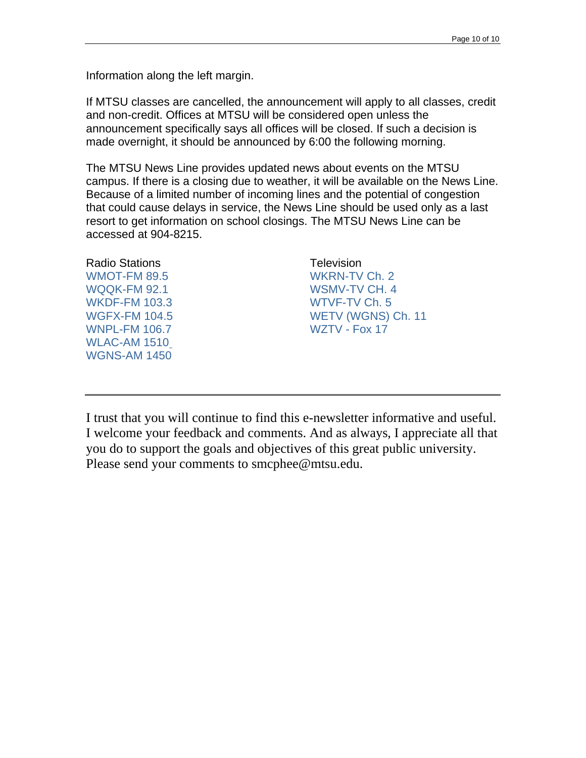Information along the left margin.

If MTSU classes are cancelled, the announcement will apply to all classes, credit and non-credit. Offices at MTSU will be considered open unless the announcement specifically says all offices will be closed. If such a decision is made overnight, it should be announced by 6:00 the following morning.

The MTSU News Line provides updated news about events on the MTSU campus. If there is a closing due to weather, it will be available on the News Line. Because of a limited number of incoming lines and the potential of congestion that could cause delays in service, the News Line should be used only as a last resort to get information on school closings. The MTSU News Line can be accessed at 904-8215.

Radio Stations

WMOT-FM 89.5
WQQK-FM 92.1
WKDF-FM 103.3
WGFX-FM 104.5
WNPL-FM 106.7
WLAC-AM 1510
WGNS-AM 1450

Television Station

WKRN-TV Ch. 2
WSMV-TV CH. 4
WTVF-TV Ch. 5
WETV (WGNS) Ch. 11
WZTV - Fox 17

---

I trust that you will continue to find this e-newsletter informative and useful. I welcome your feedback and comments. And as always, I appreciate all that you do to support the goals and objectives of this great public university. Please send your comments to smcphee@mtsu.edu.